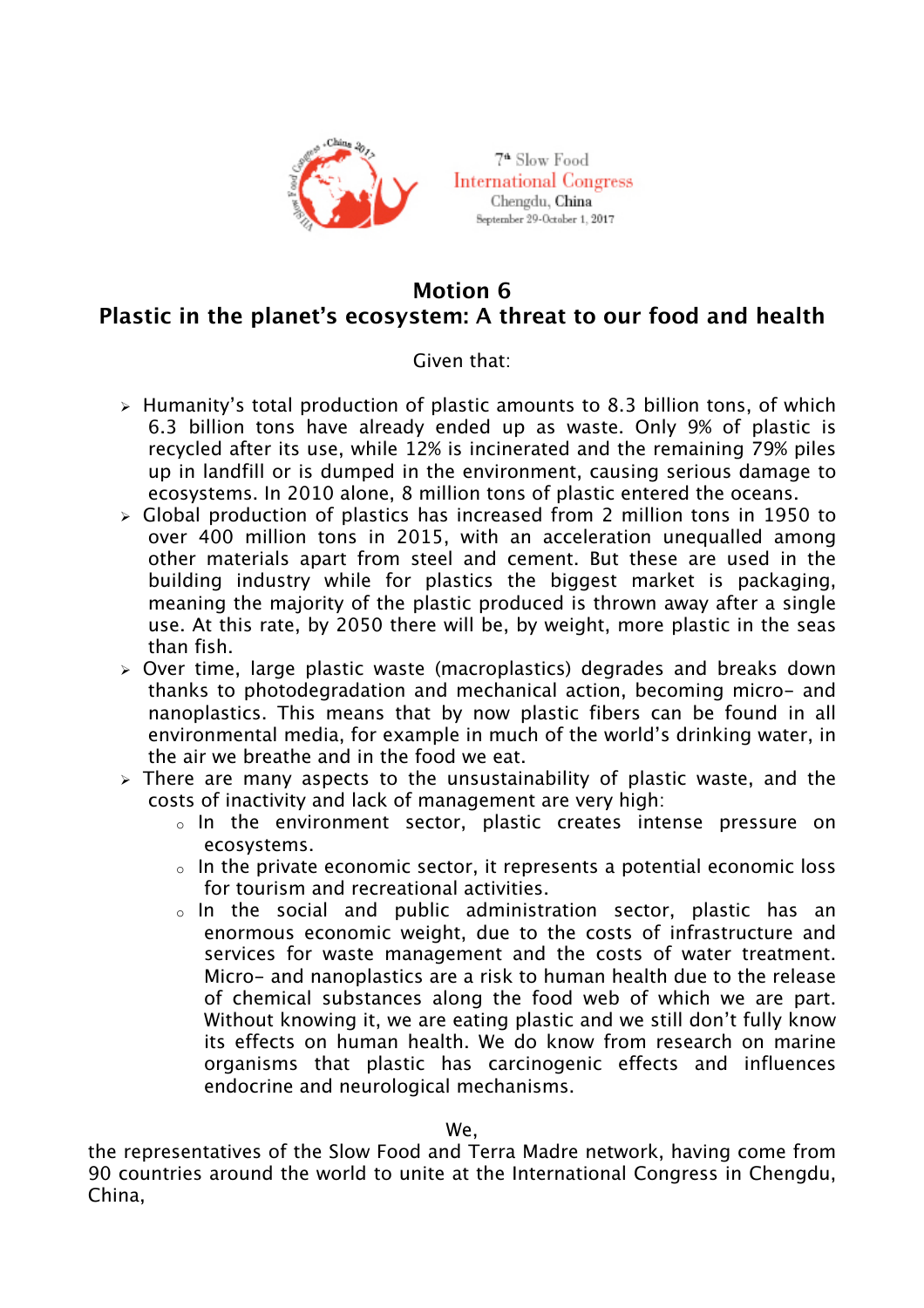7th Slow Food
International Congress
Chengdu, China
September 29-October 1, 2017

# Motion 6
# Plastic in the planet's ecosystem: A threat to our food and health

Given that:

- Humanity's total production of plastic amounts to 8.3 billion tons, of which 6.3 billion tons have already ended up as waste. Only 9% of plastic is recycled after its use, while 12% is incinerated and the remaining 79% piles up in landfill or is dumped in the environment, causing serious damage to ecosystems. In 2010 alone, 8 million tons of plastic entered the oceans.
- Global production of plastics has increased from 2 million tons in 1950 to over 400 million tons in 2015, with an acceleration unequalled among other materials apart from steel and cement. But these are used in the building industry while for plastics the biggest market is packaging, meaning the majority of the plastic produced is thrown away after a single use. At this rate, by 2050 there will be, by weight, more plastic in the seas than fish.
- Over time, large plastic waste (macroplastics) degrades and breaks down thanks to photodegradation and mechanical action, becoming micro- and nanoplastics. This means that by now plastic fibers can be found in all environmental media, for example in much of the world's drinking water, in the air we breathe and in the food we eat.
- There are many aspects to the unsustainability of plastic waste, and the costs of inactivity and lack of management are very high:
  - In the environment sector, plastic creates intense pressure on ecosystems.
  - In the private economic sector, it represents a potential economic loss for tourism and recreational activities.
  - In the social and public administration sector, plastic has an enormous economic weight, due to the costs of infrastructure and services for waste management and the costs of water treatment. Micro- and nanoplastics are a risk to human health due to the release of chemical substances along the food web of which we are part. Without knowing it, we are eating plastic and we still don't fully know its effects on human health. We do know from research on marine organisms that plastic has carcinogenic effects and influences endocrine and neurological mechanisms.

We,

the representatives of the Slow Food and Terra Madre network, having come from 90 countries around the world to unite at the International Congress in Chengdu, China,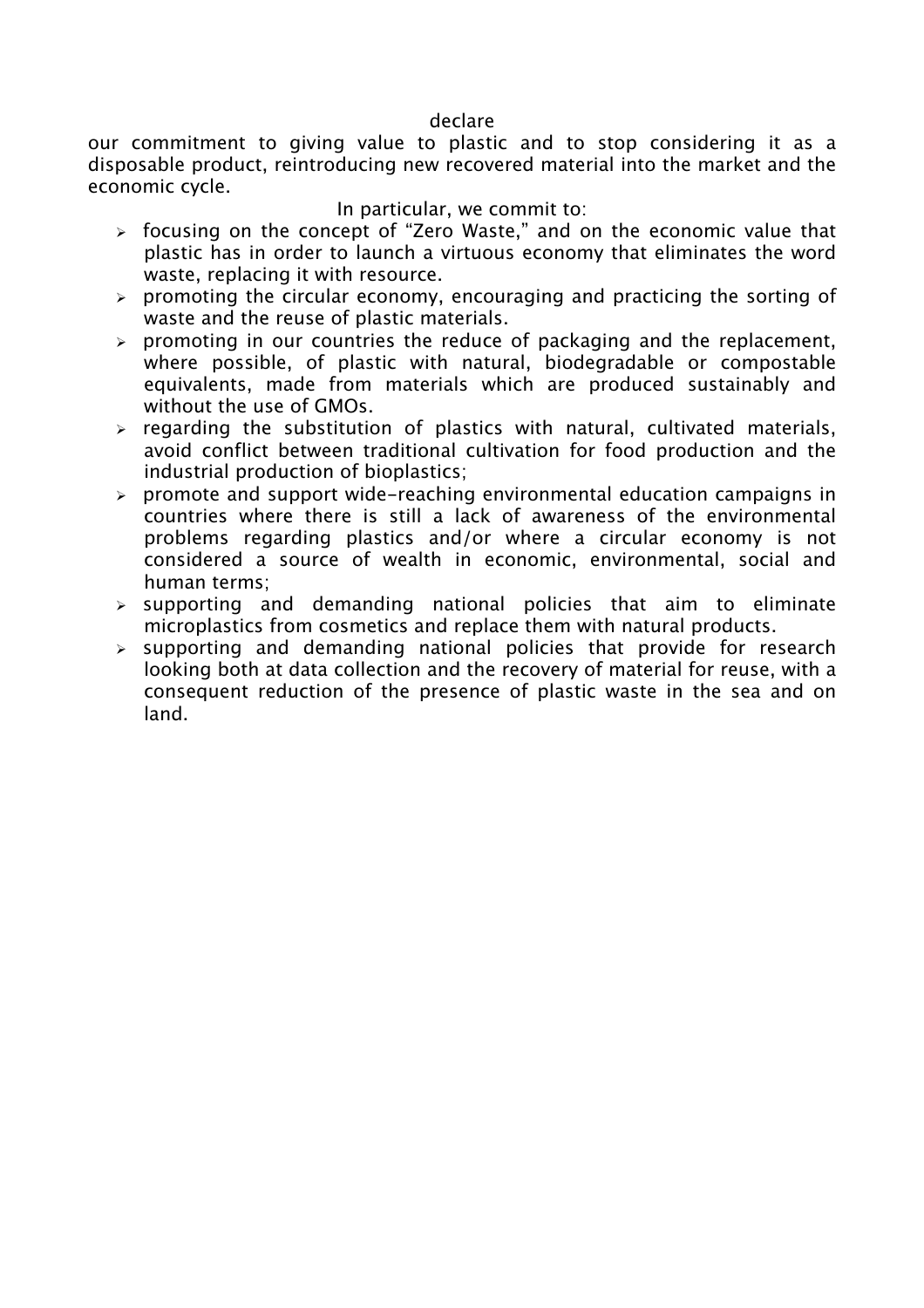declare

our commitment to giving value to plastic and to stop considering it as a disposable product, reintroducing new recovered material into the market and the economic cycle.

In particular, we commit to:

- focusing on the concept of "Zero Waste," and on the economic value that plastic has in order to launch a virtuous economy that eliminates the word waste, replacing it with resource.
- promoting the circular economy, encouraging and practicing the sorting of waste and the reuse of plastic materials.
- promoting in our countries the reduce of packaging and the replacement, where possible, of plastic with natural, biodegradable or compostable equivalents, made from materials which are produced sustainably and without the use of GMOs.
- regarding the substitution of plastics with natural, cultivated materials, avoid conflict between traditional cultivation for food production and the industrial production of bioplastics;
- promote and support wide-reaching environmental education campaigns in countries where there is still a lack of awareness of the environmental problems regarding plastics and/or where a circular economy is not considered a source of wealth in economic, environmental, social and human terms;
- supporting and demanding national policies that aim to eliminate microplastics from cosmetics and replace them with natural products.
- supporting and demanding national policies that provide for research looking both at data collection and the recovery of material for reuse, with a consequent reduction of the presence of plastic waste in the sea and on land.